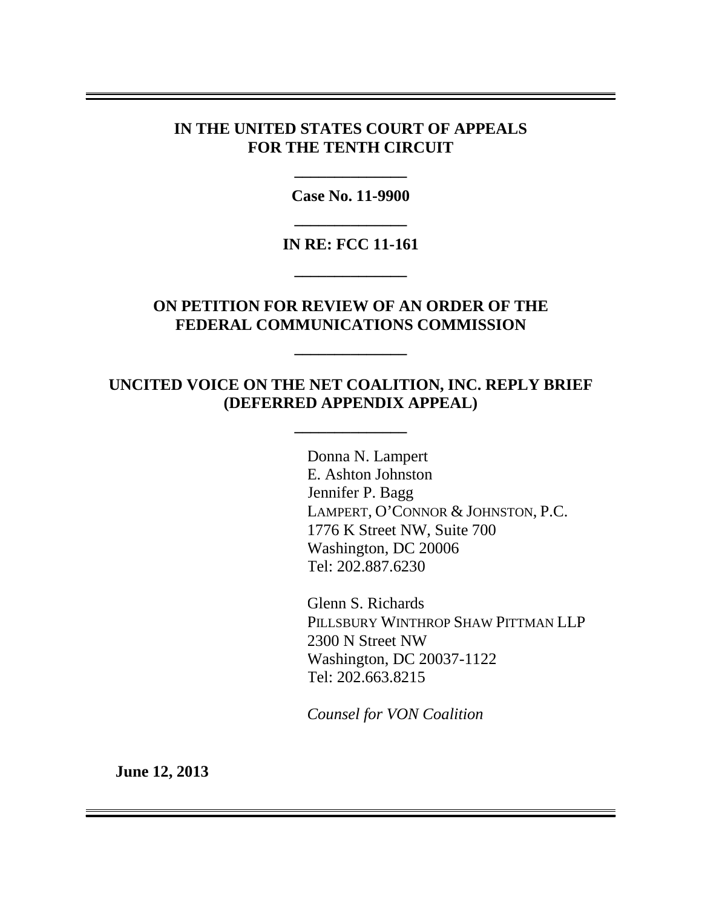**IN THE UNITED STATES COURT OF APPEALS**
**FOR THE TENTH CIRCUIT**

---

**Case No. 11-9900**

---

**IN RE: FCC 11-161**

---

**ON PETITION FOR REVIEW OF AN ORDER OF THE FEDERAL COMMUNICATIONS COMMISSION**

---

**UNCITED VOICE ON THE NET COALITION, INC. REPLY BRIEF (DEFERRED APPENDIX APPEAL)**

---

Donna N. Lampert
E. Ashton Johnston
Jennifer P. Bagg
LAMPERT, O'CONNOR & JOHNSTON, P.C.
1776 K Street NW, Suite 700
Washington, DC 20006
Tel: 202.887.6230

Glenn S. Richards
PILLSBURY WINTHROP SHAW PITTMAN LLP
2300 N Street NW
Washington, DC 20037-1122
Tel: 202.663.8215

*Counsel for VON Coalition*

**June 12, 2013**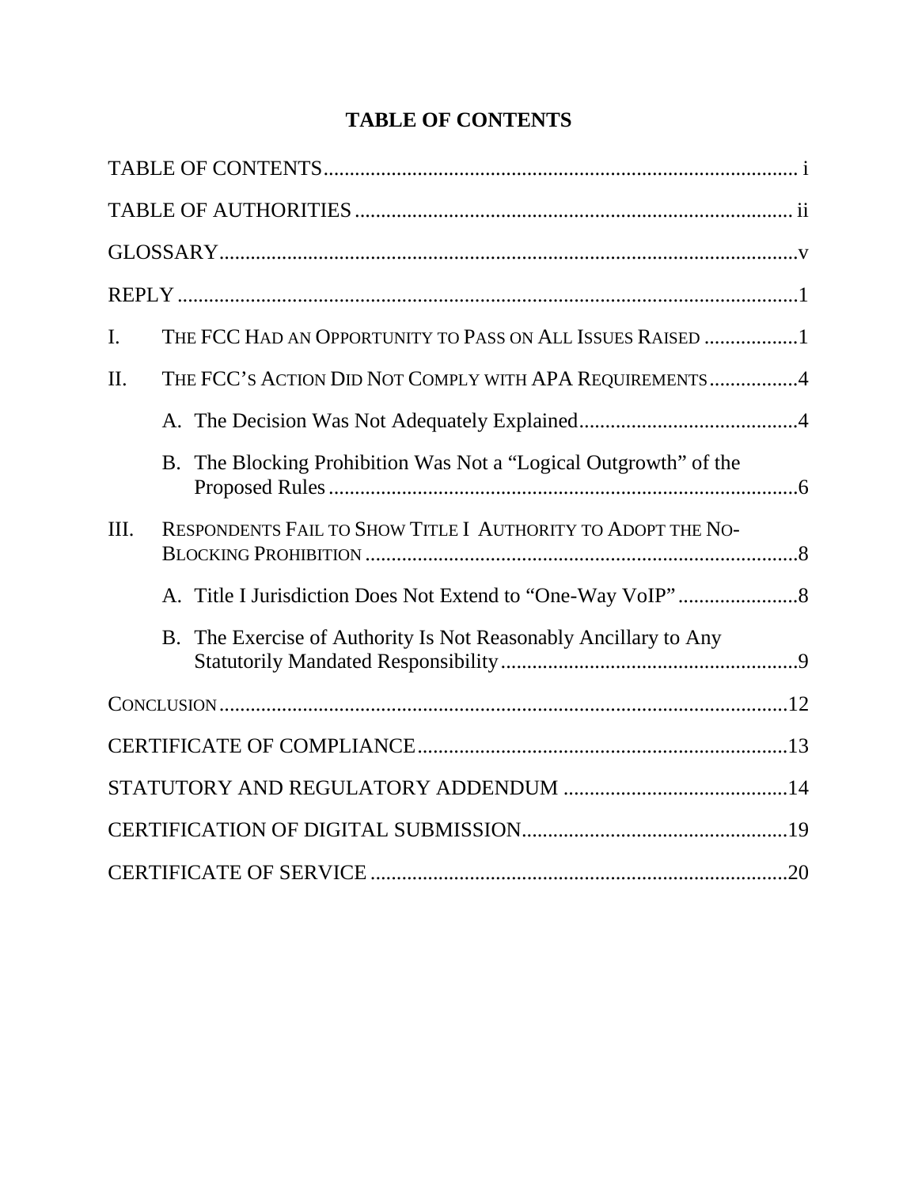# TABLE OF CONTENTS

TABLE OF CONTENTS ..... i

TABLE OF AUTHORITIES ..... ii

GLOSSARY ..... v

REPLY ..... 1

I. THE FCC HAD AN OPPORTUNITY TO PASS ON ALL ISSUES RAISED ..... 1

II. THE FCC'S ACTION DID NOT COMPLY WITH APA REQUIREMENTS ..... 4

- A. The Decision Was Not Adequately Explained ..... 4
- B. The Blocking Prohibition Was Not a "Logical Outgrowth" of the Proposed Rules ..... 6

III. RESPONDENTS FAIL TO SHOW TITLE I AUTHORITY TO ADOPT THE NO-BLOCKING PROHIBITION ..... 8

- A. Title I Jurisdiction Does Not Extend to "One-Way VoIP" ..... 8
- B. The Exercise of Authority Is Not Reasonably Ancillary to Any Statutorily Mandated Responsibility ..... 9

CONCLUSION ..... 12

CERTIFICATE OF COMPLIANCE ..... 13

STATUTORY AND REGULATORY ADDENDUM ..... 14

CERTIFICATION OF DIGITAL SUBMISSION ..... 19

CERTIFICATE OF SERVICE ..... 20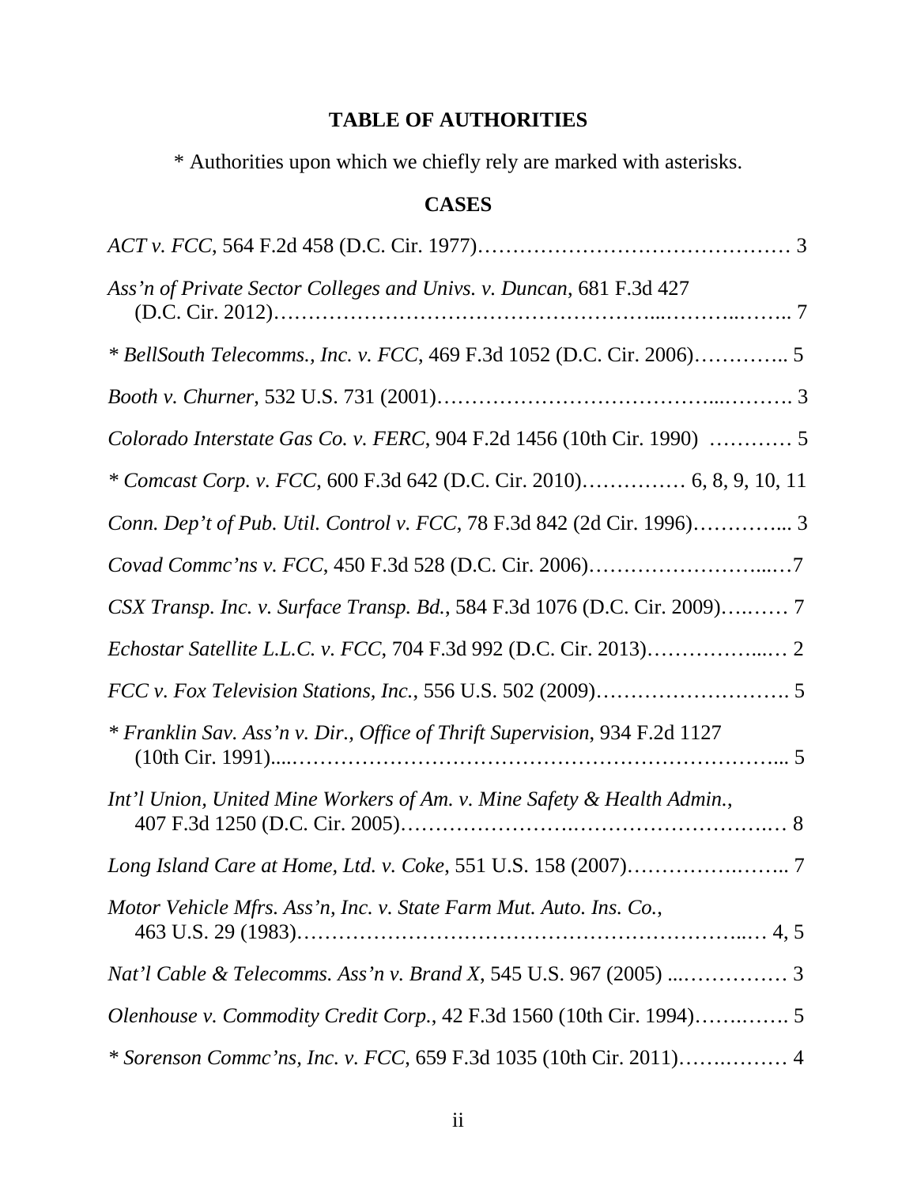## TABLE OF AUTHORITIES

* Authorities upon which we chiefly rely are marked with asterisks.

### CASES

*ACT v. FCC*, 564 F.2d 458 (D.C. Cir. 1977)……………………………………… 3

*Ass'n of Private Sector Colleges and Univs. v. Duncan*, 681 F.3d 427 (D.C. Cir. 2012)……………………………………………...………..…….. 7

* *BellSouth Telecomms., Inc. v. FCC*, 469 F.3d 1052 (D.C. Cir. 2006)………….. 5

*Booth v. Churner*, 532 U.S. 731 (2001)………………………………...………. 3

*Colorado Interstate Gas Co. v. FERC*, 904 F.2d 1456 (10th Cir. 1990) ………… 5

* *Comcast Corp. v. FCC*, 600 F.3d 642 (D.C. Cir. 2010)…………… 6, 8, 9, 10, 11

*Conn. Dep't of Pub. Util. Control v. FCC*, 78 F.3d 842 (2d Cir. 1996)…………... 3

*Covad Commc'ns v. FCC*, 450 F.3d 528 (D.C. Cir. 2006)……………………...…7

*CSX Transp. Inc. v. Surface Transp. Bd.*, 584 F.3d 1076 (D.C. Cir. 2009)….…… 7

*Echostar Satellite L.L.C. v. FCC*, 704 F.3d 992 (D.C. Cir. 2013)……………...… 2

*FCC v. Fox Television Stations, Inc.*, 556 U.S. 502 (2009)………………………. 5

* *Franklin Sav. Ass'n v. Dir., Office of Thrift Supervision*, 934 F.2d 1127 (10th Cir. 1991)....………………………………………………………….... 5

*Int'l Union, United Mine Workers of Am. v. Mine Safety & Health Admin.*, 407 F.3d 1250 (D.C. Cir. 2005)………………….……………………….… 8

*Long Island Care at Home, Ltd. v. Coke*, 551 U.S. 158 (2007)……………….…….. 7

*Motor Vehicle Mfrs. Ass'n, Inc. v. State Farm Mut. Auto. Ins. Co.*, 463 U.S. 29 (1983)……………………………………………………..… 4, 5

*Nat'l Cable & Telecomms. Ass'n v. Brand X*, 545 U.S. 967 (2005) ...…………… 3

*Olenhouse v. Commodity Credit Corp.*, 42 F.3d 1560 (10th Cir. 1994)…….……. 5

* *Sorenson Commc'ns, Inc. v. FCC*, 659 F.3d 1035 (10th Cir. 2011)…….……… 4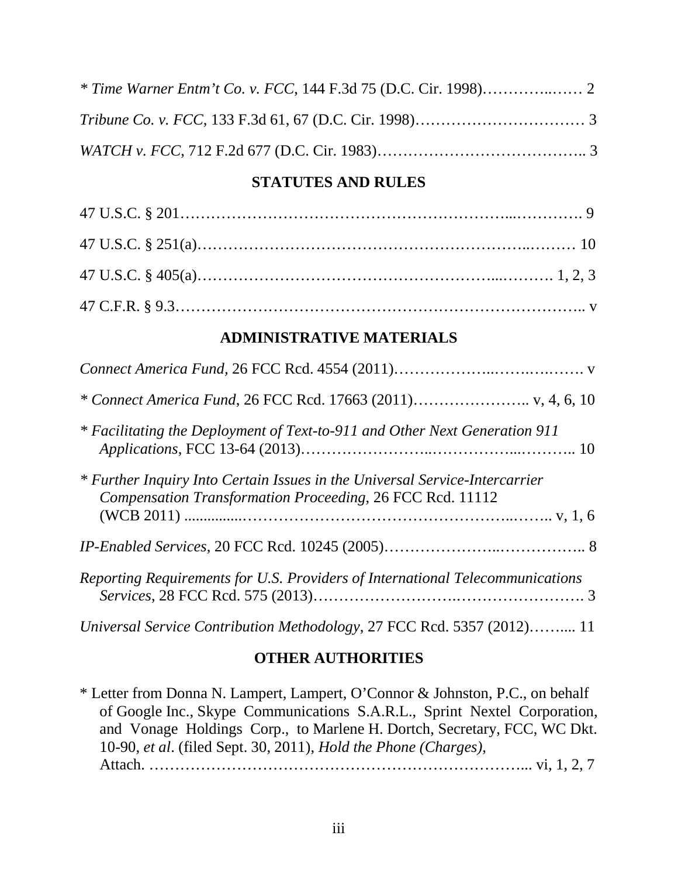* *Time Warner Entm't Co. v. FCC*, 144 F.3d 75 (D.C. Cir. 1998)…………..…… 2

*Tribune Co. v. FCC*, 133 F.3d 61, 67 (D.C. Cir. 1998)…………………………… 3

*WATCH v. FCC*, 712 F.2d 677 (D.C. Cir. 1983)………………………………….. 3

## STATUTES AND RULES

47 U.S.C. § 201……………………………………………………...…………. 9

47 U.S.C. § 251(a)……………………………………………………..……… 10

47 U.S.C. § 405(a)………………………………………………...………. 1, 2, 3

47 C.F.R. § 9.3……………………………………………………………….. v

## ADMINISTRATIVE MATERIALS

*Connect America Fund*, 26 FCC Rcd. 4554 (2011)……………….…….….……. v

* *Connect America Fund*, 26 FCC Rcd. 17663 (2011)………………….. v, 4, 6, 10

* *Facilitating the Deployment of Text-to-911 and Other Next Generation 911 Applications*, FCC 13-64 (2013)……………………..……………...……….. 10

* *Further Inquiry Into Certain Issues in the Universal Service-Intercarrier Compensation Transformation Proceeding*, 26 FCC Rcd. 11112 (WCB 2011) ..............…………………………………………..…….. v, 1, 6

*IP-Enabled Services*, 20 FCC Rcd. 10245 (2005)…………………..…………….. 8

*Reporting Requirements for U.S. Providers of International Telecommunications Services*, 28 FCC Rcd. 575 (2013)…………………….……………………. 3

*Universal Service Contribution Methodology*, 27 FCC Rcd. 5357 (2012)……..... 11

## OTHER AUTHORITIES

* Letter from Donna N. Lampert, Lampert, O'Connor & Johnston, P.C., on behalf of Google Inc., Skype Communications S.A.R.L., Sprint Nextel Corporation, and Vonage Holdings Corp., to Marlene H. Dortch, Secretary, FCC, WC Dkt. 10-90, *et al*. (filed Sept. 30, 2011), *Hold the Phone (Charges)*, Attach. ………………………………………….……………………... vi, 1, 2, 7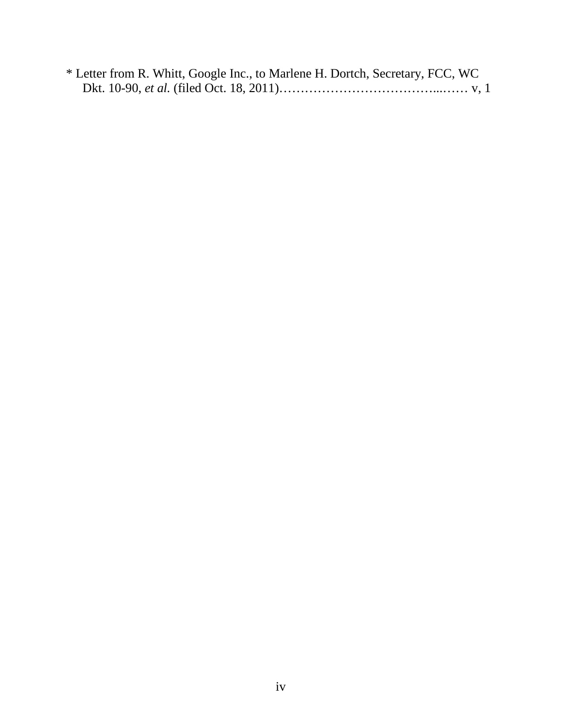* Letter from R. Whitt, Google Inc., to Marlene H. Dortch, Secretary, FCC, WC Dkt. 10-90, *et al.* (filed Oct. 18, 2011)……………………………………...…… v, 1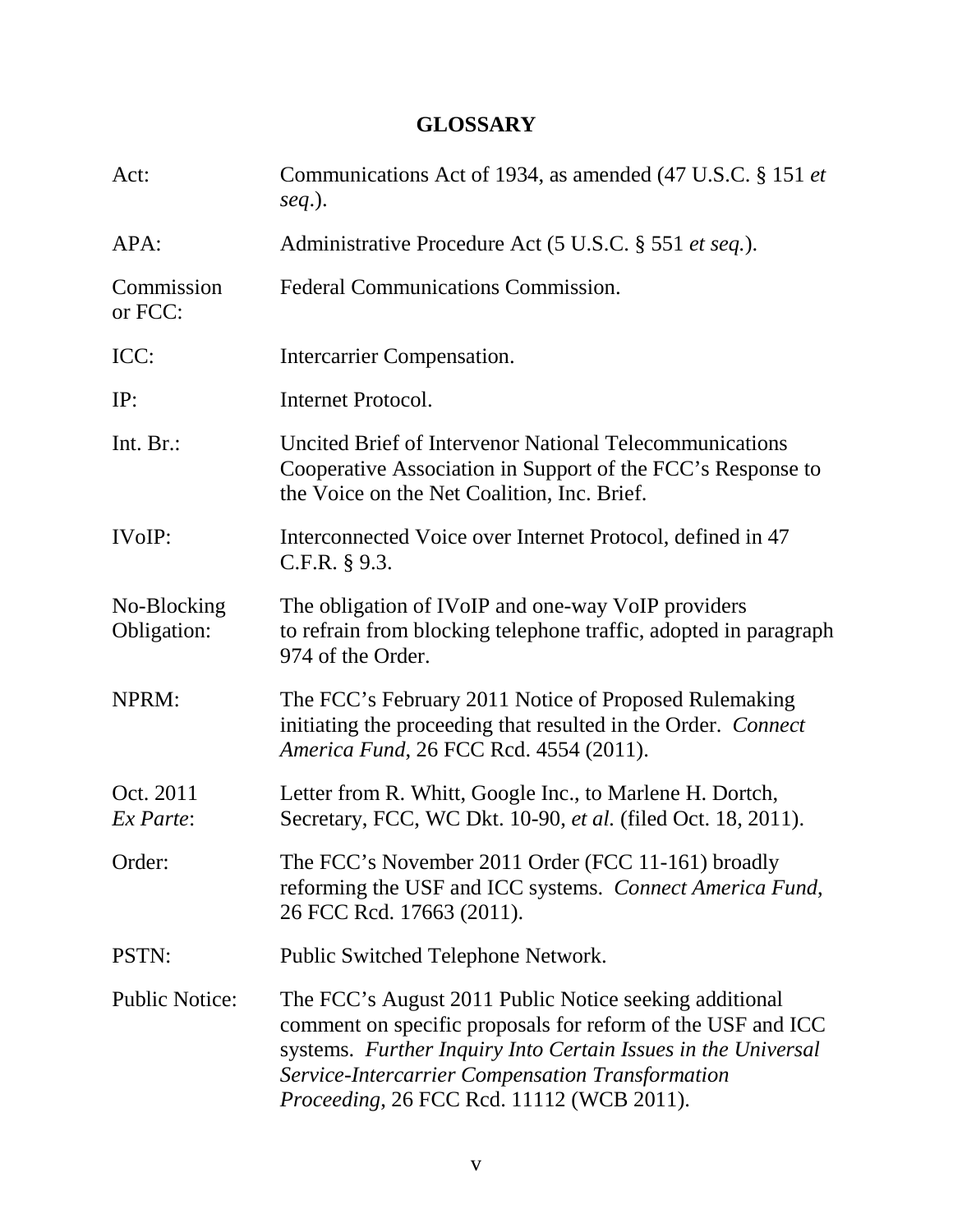## GLOSSARY

| | |
|---|---|
| Act: | Communications Act of 1934, as amended (47 U.S.C. § 151 *et seq*.). |
| APA: | Administrative Procedure Act (5 U.S.C. § 551 *et seq.*). |
| Commission or FCC: | Federal Communications Commission. |
| ICC: | Intercarrier Compensation. |
| IP: | Internet Protocol. |
| Int. Br.: | Uncited Brief of Intervenor National Telecommunications Cooperative Association in Support of the FCC's Response to the Voice on the Net Coalition, Inc. Brief. |
| IVoIP: | Interconnected Voice over Internet Protocol, defined in 47 C.F.R. § 9.3. |
| No-Blocking Obligation: | The obligation of IVoIP and one-way VoIP providers to refrain from blocking telephone traffic, adopted in paragraph 974 of the Order. |
| NPRM: | The FCC's February 2011 Notice of Proposed Rulemaking initiating the proceeding that resulted in the Order. *Connect America Fund*, 26 FCC Rcd. 4554 (2011). |
| Oct. 2011 *Ex Parte*: | Letter from R. Whitt, Google Inc., to Marlene H. Dortch, Secretary, FCC, WC Dkt. 10-90, *et al.* (filed Oct. 18, 2011). |
| Order: | The FCC's November 2011 Order (FCC 11-161) broadly reforming the USF and ICC systems. *Connect America Fund*, 26 FCC Rcd. 17663 (2011). |
| PSTN: | Public Switched Telephone Network. |
| Public Notice: | The FCC's August 2011 Public Notice seeking additional comment on specific proposals for reform of the USF and ICC systems. *Further Inquiry Into Certain Issues in the Universal Service-Intercarrier Compensation Transformation Proceeding*, 26 FCC Rcd. 11112 (WCB 2011). |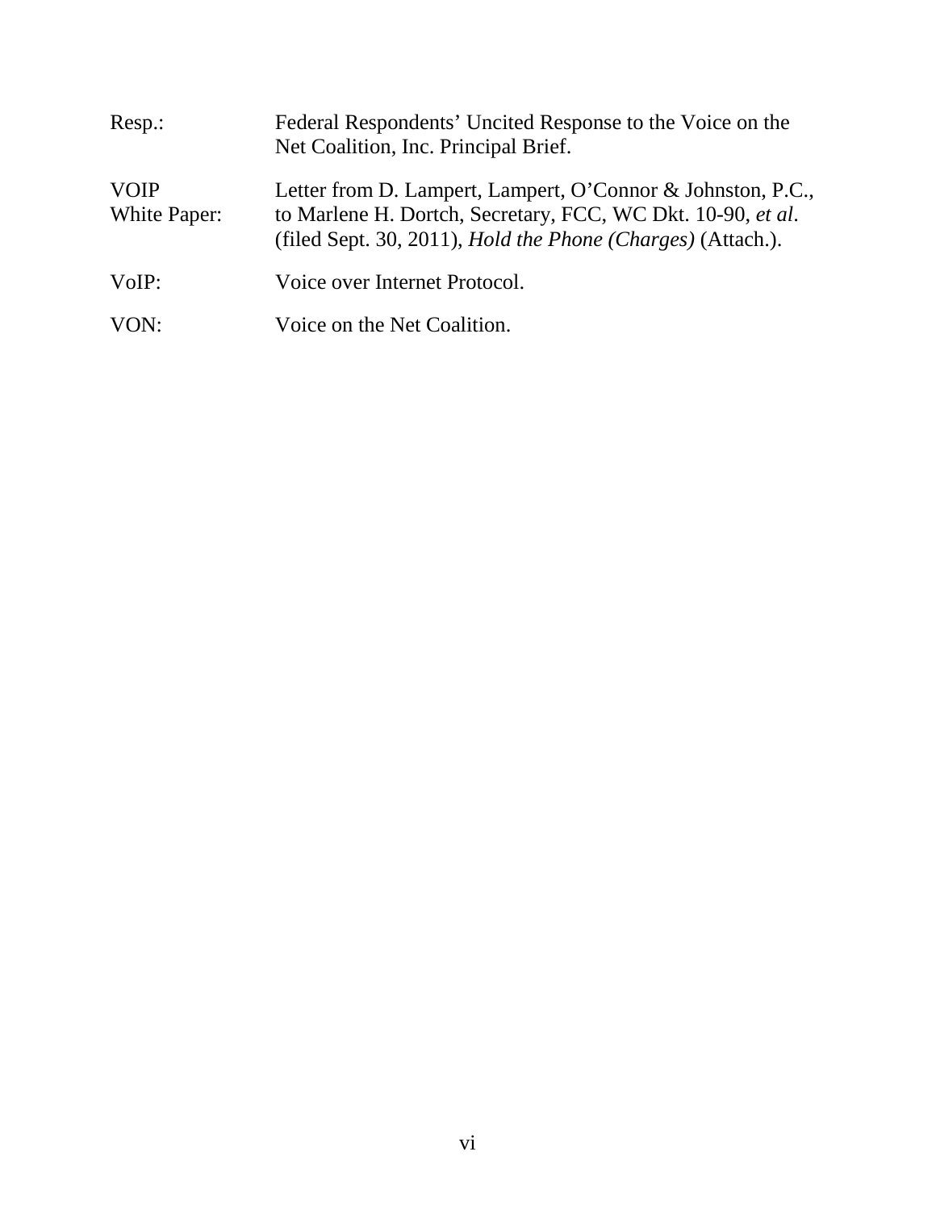| | |
|---|---|
| Resp.: | Federal Respondents' Uncited Response to the Voice on the Net Coalition, Inc. Principal Brief. |
| VOIP White Paper: | Letter from D. Lampert, Lampert, O'Connor & Johnston, P.C., to Marlene H. Dortch, Secretary, FCC, WC Dkt. 10-90, *et al*. (filed Sept. 30, 2011), *Hold the Phone (Charges)* (Attach.). |
| VoIP: | Voice over Internet Protocol. |
| VON: | Voice on the Net Coalition. |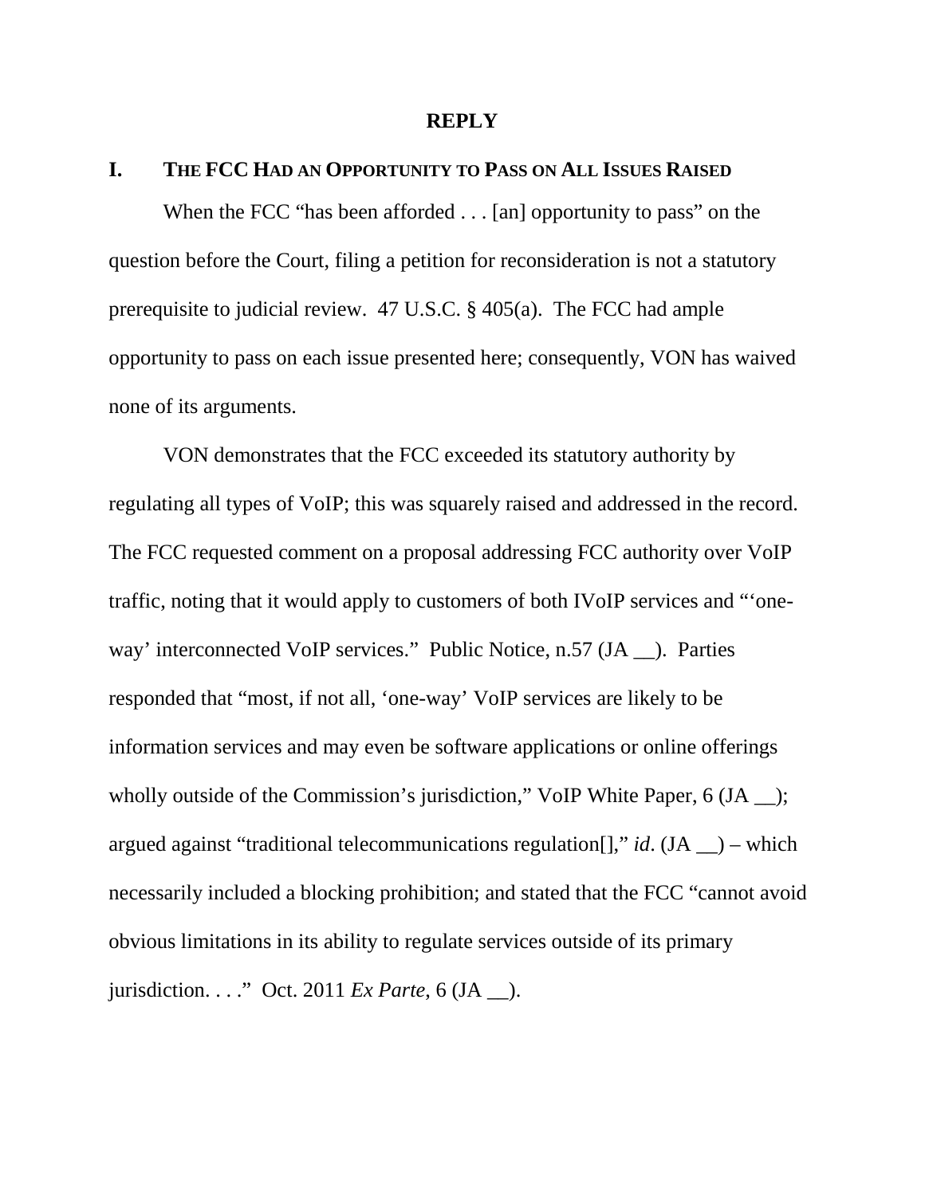# REPLY

## I. The FCC Had an Opportunity to Pass on All Issues Raised

When the FCC "has been afforded . . . [an] opportunity to pass" on the question before the Court, filing a petition for reconsideration is not a statutory prerequisite to judicial review. 47 U.S.C. § 405(a). The FCC had ample opportunity to pass on each issue presented here; consequently, VON has waived none of its arguments.

VON demonstrates that the FCC exceeded its statutory authority by regulating all types of VoIP; this was squarely raised and addressed in the record. The FCC requested comment on a proposal addressing FCC authority over VoIP traffic, noting that it would apply to customers of both IVoIP services and "'one-way' interconnected VoIP services." Public Notice, n.57 (JA __). Parties responded that "most, if not all, 'one-way' VoIP services are likely to be information services and may even be software applications or online offerings wholly outside of the Commission's jurisdiction," VoIP White Paper, 6 (JA __); argued against "traditional telecommunications regulation[]," *id*. (JA __) – which necessarily included a blocking prohibition; and stated that the FCC "cannot avoid obvious limitations in its ability to regulate services outside of its primary jurisdiction. . . ." Oct. 2011 *Ex Parte*, 6 (JA __).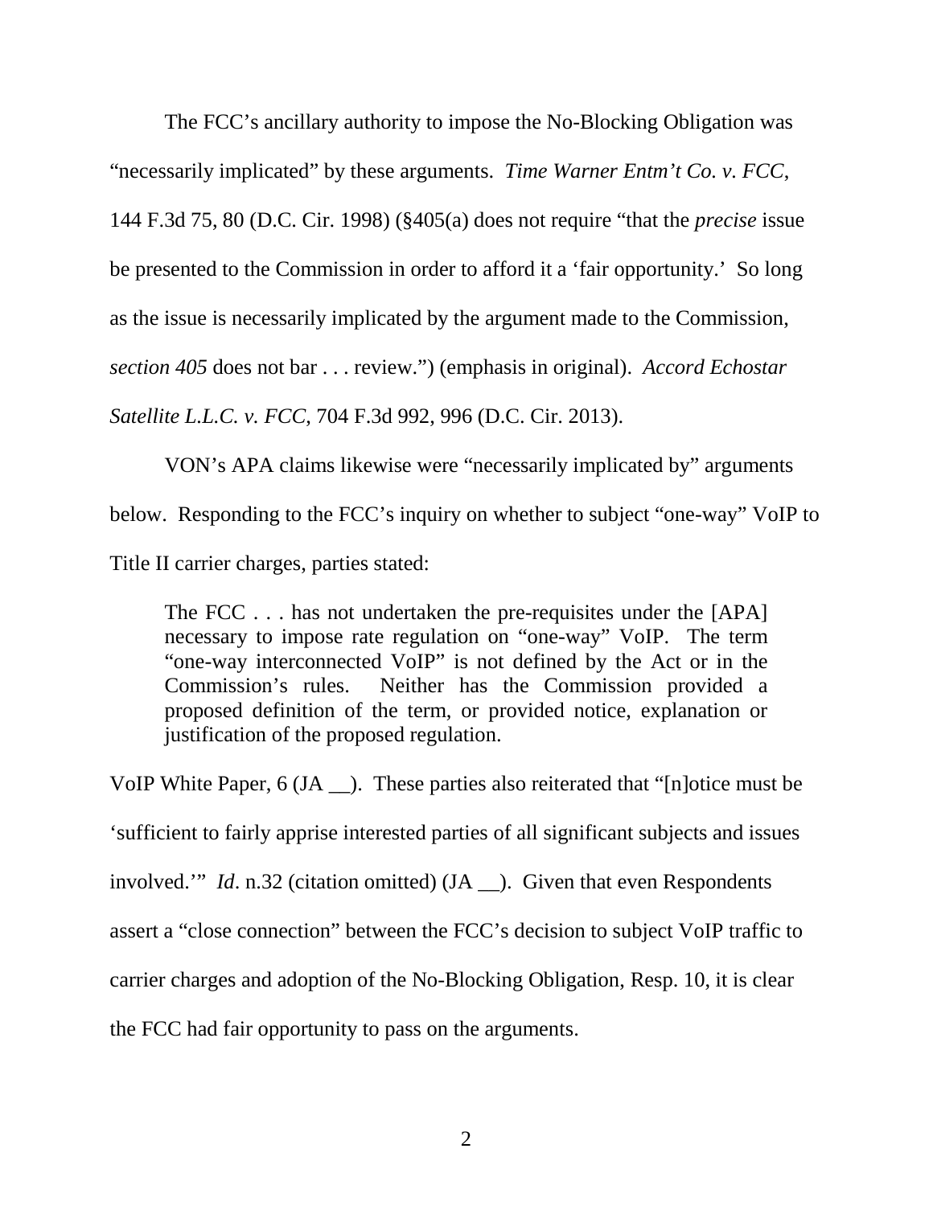The FCC's ancillary authority to impose the No-Blocking Obligation was "necessarily implicated" by these arguments. *Time Warner Entm't Co. v. FCC*, 144 F.3d 75, 80 (D.C. Cir. 1998) (§405(a) does not require "that the *precise* issue be presented to the Commission in order to afford it a 'fair opportunity.' So long as the issue is necessarily implicated by the argument made to the Commission, *section 405* does not bar . . . review.") (emphasis in original). *Accord Echostar Satellite L.L.C. v. FCC*, 704 F.3d 992, 996 (D.C. Cir. 2013).

VON's APA claims likewise were "necessarily implicated by" arguments below. Responding to the FCC's inquiry on whether to subject "one-way" VoIP to Title II carrier charges, parties stated:

> The FCC . . . has not undertaken the pre-requisites under the [APA] necessary to impose rate regulation on "one-way" VoIP. The term "one-way interconnected VoIP" is not defined by the Act or in the Commission's rules. Neither has the Commission provided a proposed definition of the term, or provided notice, explanation or justification of the proposed regulation.

VoIP White Paper, 6 (JA __). These parties also reiterated that "[n]otice must be 'sufficient to fairly apprise interested parties of all significant subjects and issues involved.'" *Id*. n.32 (citation omitted) (JA __). Given that even Respondents assert a "close connection" between the FCC's decision to subject VoIP traffic to carrier charges and adoption of the No-Blocking Obligation, Resp. 10, it is clear the FCC had fair opportunity to pass on the arguments.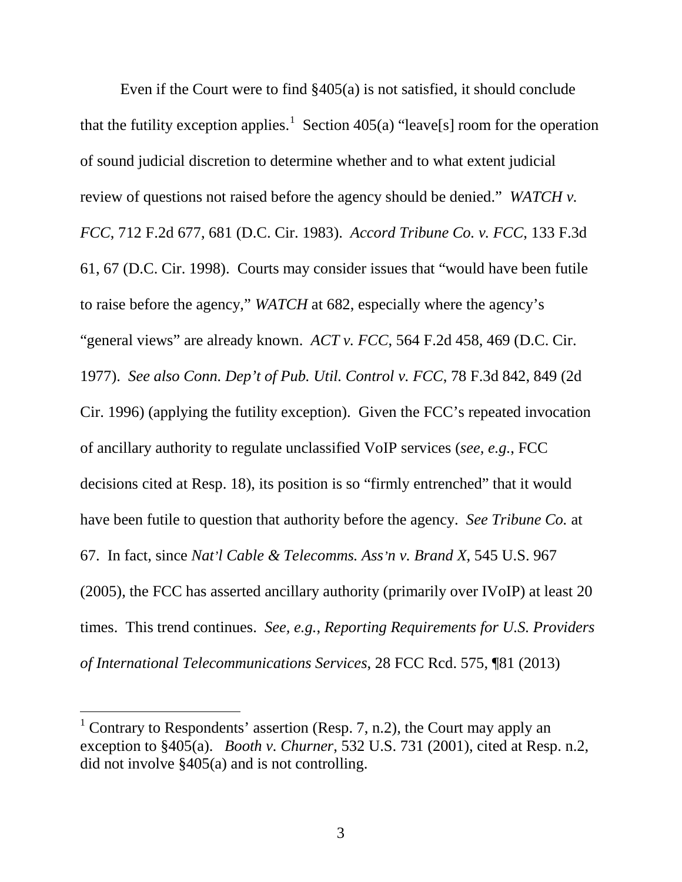Even if the Court were to find §405(a) is not satisfied, it should conclude that the futility exception applies.[1] Section 405(a) "leave[s] room for the operation of sound judicial discretion to determine whether and to what extent judicial review of questions not raised before the agency should be denied." *WATCH v. FCC*, 712 F.2d 677, 681 (D.C. Cir. 1983). *Accord Tribune Co. v. FCC*, 133 F.3d 61, 67 (D.C. Cir. 1998). Courts may consider issues that "would have been futile to raise before the agency," *WATCH* at 682, especially where the agency's "general views" are already known. *ACT v. FCC*, 564 F.2d 458, 469 (D.C. Cir. 1977). *See also Conn. Dep't of Pub. Util. Control v. FCC*, 78 F.3d 842, 849 (2d Cir. 1996) (applying the futility exception). Given the FCC's repeated invocation of ancillary authority to regulate unclassified VoIP services (*see, e.g.*, FCC decisions cited at Resp. 18), its position is so "firmly entrenched" that it would have been futile to question that authority before the agency. *See Tribune Co.* at 67. In fact, since *Nat'l Cable & Telecomms. Ass'n v. Brand X*, 545 U.S. 967 (2005), the FCC has asserted ancillary authority (primarily over IVoIP) at least 20 times. This trend continues. *See, e.g.*, *Reporting Requirements for U.S. Providers of International Telecommunications Services*, 28 FCC Rcd. 575, ¶81 (2013)

[1] Contrary to Respondents' assertion (Resp. 7, n.2), the Court may apply an exception to §405(a). *Booth v. Churner*, 532 U.S. 731 (2001), cited at Resp. n.2, did not involve §405(a) and is not controlling.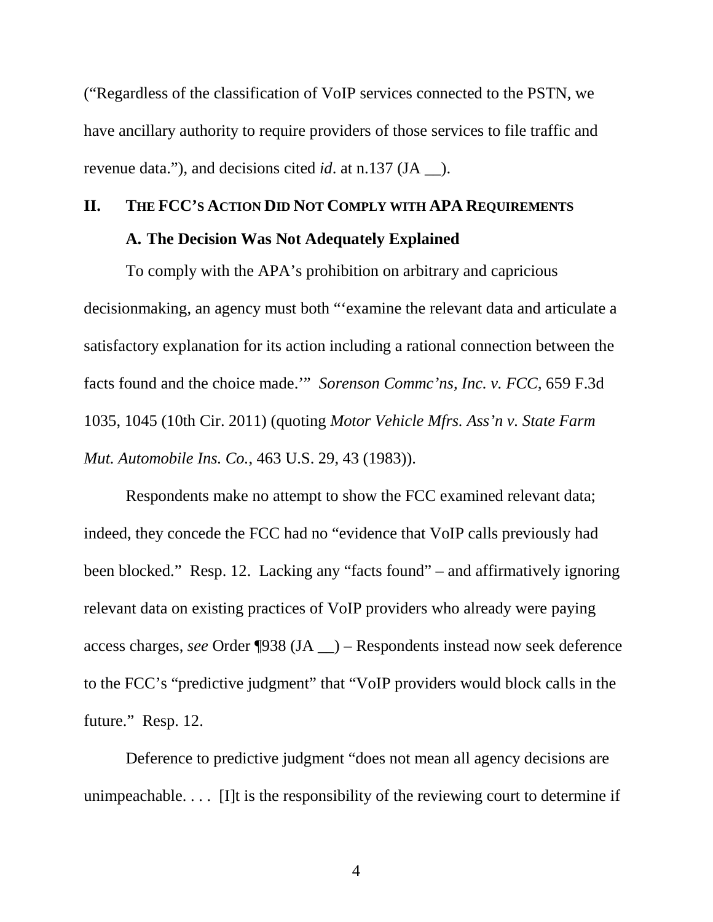("Regardless of the classification of VoIP services connected to the PSTN, we have ancillary authority to require providers of those services to file traffic and revenue data."), and decisions cited *id*. at n.137 (JA __).

## II. THE FCC'S ACTION DID NOT COMPLY WITH APA REQUIREMENTS

### A. The Decision Was Not Adequately Explained

To comply with the APA's prohibition on arbitrary and capricious decisionmaking, an agency must both "'examine the relevant data and articulate a satisfactory explanation for its action including a rational connection between the facts found and the choice made.'" *Sorenson Commc'ns, Inc. v. FCC*, 659 F.3d 1035, 1045 (10th Cir. 2011) (quoting *Motor Vehicle Mfrs. Ass'n v. State Farm Mut. Automobile Ins. Co.*, 463 U.S. 29, 43 (1983)).

Respondents make no attempt to show the FCC examined relevant data; indeed, they concede the FCC had no "evidence that VoIP calls previously had been blocked." Resp. 12. Lacking any "facts found" – and affirmatively ignoring relevant data on existing practices of VoIP providers who already were paying access charges, *see* Order ¶938 (JA __) – Respondents instead now seek deference to the FCC's "predictive judgment" that "VoIP providers would block calls in the future." Resp. 12.

Deference to predictive judgment "does not mean all agency decisions are unimpeachable. . . . [I]t is the responsibility of the reviewing court to determine if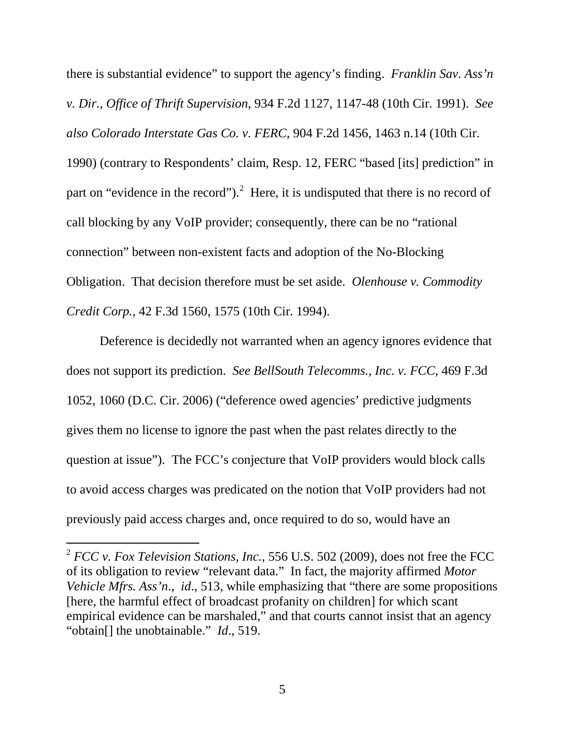there is substantial evidence" to support the agency's finding. *Franklin Sav. Ass'n v. Dir., Office of Thrift Supervision*, 934 F.2d 1127, 1147-48 (10th Cir. 1991). *See also Colorado Interstate Gas Co. v. FERC*, 904 F.2d 1456, 1463 n.14 (10th Cir. 1990) (contrary to Respondents' claim, Resp. 12, FERC "based [its] prediction" in part on "evidence in the record").[2] Here, it is undisputed that there is no record of call blocking by any VoIP provider; consequently, there can be no "rational connection" between non-existent facts and adoption of the No-Blocking Obligation. That decision therefore must be set aside. *Olenhouse v. Commodity Credit Corp.*, 42 F.3d 1560, 1575 (10th Cir. 1994).

Deference is decidedly not warranted when an agency ignores evidence that does not support its prediction. *See BellSouth Telecomms., Inc. v. FCC*, 469 F.3d 1052, 1060 (D.C. Cir. 2006) ("deference owed agencies' predictive judgments gives them no license to ignore the past when the past relates directly to the question at issue"). The FCC's conjecture that VoIP providers would block calls to avoid access charges was predicated on the notion that VoIP providers had not previously paid access charges and, once required to do so, would have an

---

[2] *FCC v. Fox Television Stations, Inc.*, 556 U.S. 502 (2009), does not free the FCC of its obligation to review "relevant data." In fact, the majority affirmed *Motor Vehicle Mfrs. Ass'n*., *id*., 513, while emphasizing that "there are some propositions [here, the harmful effect of broadcast profanity on children] for which scant empirical evidence can be marshaled," and that courts cannot insist that an agency "obtain[] the unobtainable." *Id*., 519.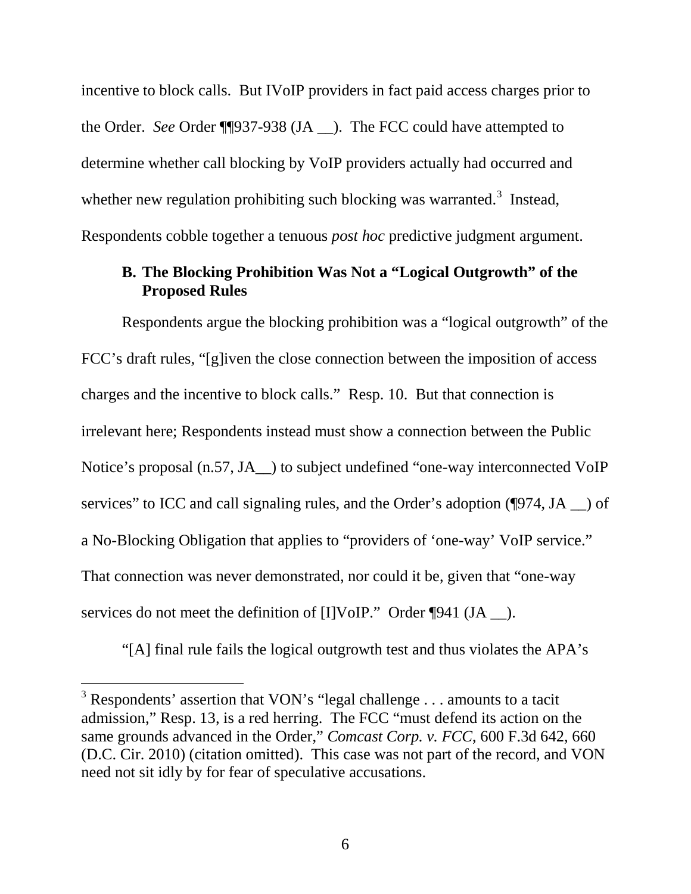incentive to block calls. But IVoIP providers in fact paid access charges prior to the Order. *See* Order ¶¶937-938 (JA __). The FCC could have attempted to determine whether call blocking by VoIP providers actually had occurred and whether new regulation prohibiting such blocking was warranted.[3] Instead, Respondents cobble together a tenuous *post hoc* predictive judgment argument.

### B. The Blocking Prohibition Was Not a "Logical Outgrowth" of the Proposed Rules

Respondents argue the blocking prohibition was a "logical outgrowth" of the FCC's draft rules, "[g]iven the close connection between the imposition of access charges and the incentive to block calls." Resp. 10. But that connection is irrelevant here; Respondents instead must show a connection between the Public Notice's proposal (n.57, JA__) to subject undefined "one-way interconnected VoIP services" to ICC and call signaling rules, and the Order's adoption (¶974, JA __) of a No-Blocking Obligation that applies to "providers of 'one-way' VoIP service." That connection was never demonstrated, nor could it be, given that "one-way services do not meet the definition of [I]VoIP." Order ¶941 (JA __).

"[A] final rule fails the logical outgrowth test and thus violates the APA's

---

[3] Respondents' assertion that VON's "legal challenge . . . amounts to a tacit admission," Resp. 13, is a red herring. The FCC "must defend its action on the same grounds advanced in the Order," *Comcast Corp. v. FCC*, 600 F.3d 642, 660 (D.C. Cir. 2010) (citation omitted). This case was not part of the record, and VON need not sit idly by for fear of speculative accusations.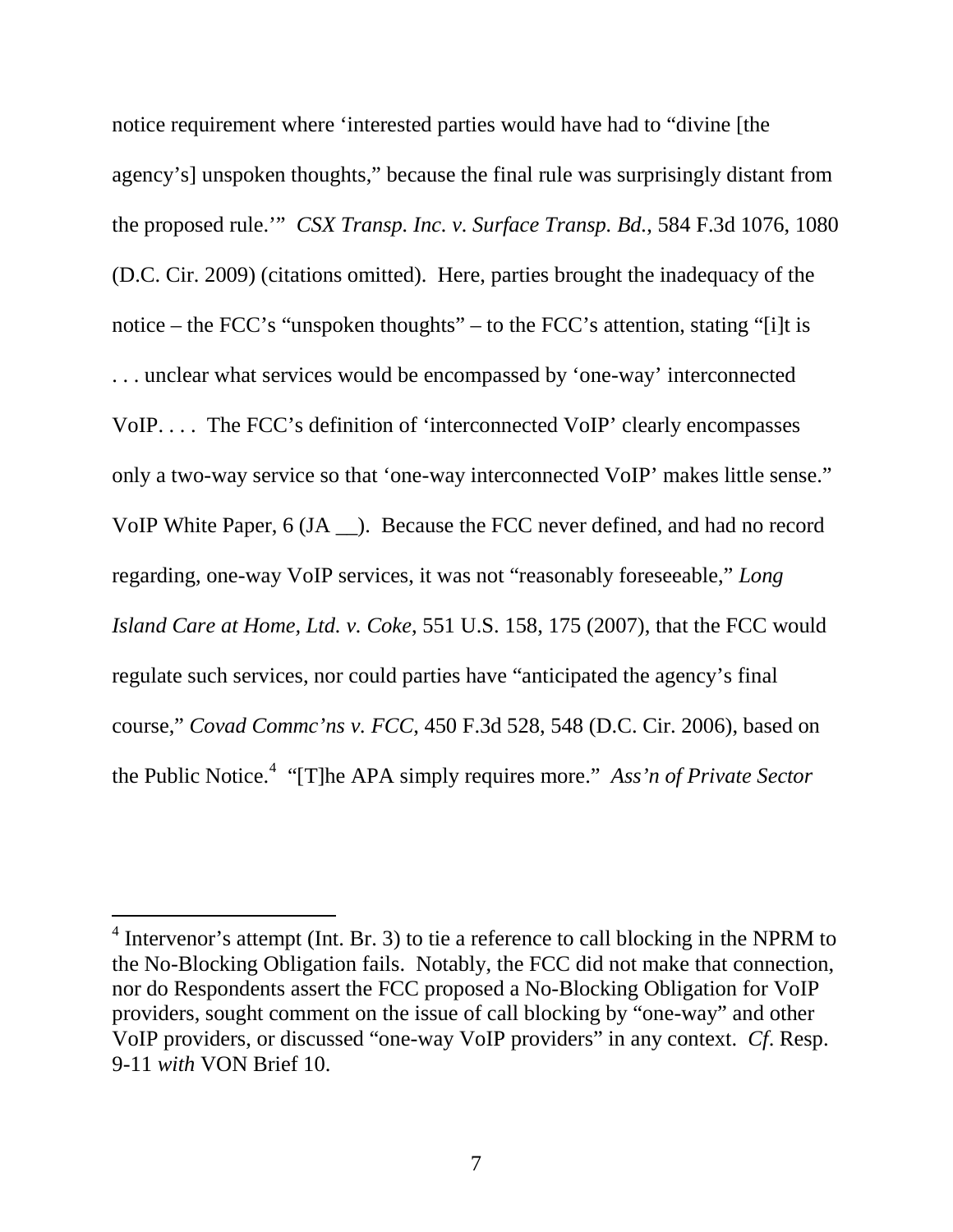notice requirement where 'interested parties would have had to "divine [the agency's] unspoken thoughts," because the final rule was surprisingly distant from the proposed rule.'" *CSX Transp. Inc. v. Surface Transp. Bd.*, 584 F.3d 1076, 1080 (D.C. Cir. 2009) (citations omitted). Here, parties brought the inadequacy of the notice – the FCC's "unspoken thoughts" – to the FCC's attention, stating "[i]t is . . . unclear what services would be encompassed by 'one-way' interconnected VoIP. . . . The FCC's definition of 'interconnected VoIP' clearly encompasses only a two-way service so that 'one-way interconnected VoIP' makes little sense." VoIP White Paper, 6 (JA __). Because the FCC never defined, and had no record regarding, one-way VoIP services, it was not "reasonably foreseeable," *Long Island Care at Home, Ltd. v. Coke*, 551 U.S. 158, 175 (2007), that the FCC would regulate such services, nor could parties have "anticipated the agency's final course," *Covad Commc'ns v. FCC*, 450 F.3d 528, 548 (D.C. Cir. 2006), based on the Public Notice.[4] "[T]he APA simply requires more." *Ass'n of Private Sector*

---

[4] Intervenor's attempt (Int. Br. 3) to tie a reference to call blocking in the NPRM to the No-Blocking Obligation fails. Notably, the FCC did not make that connection, nor do Respondents assert the FCC proposed a No-Blocking Obligation for VoIP providers, sought comment on the issue of call blocking by "one-way" and other VoIP providers, or discussed "one-way VoIP providers" in any context. *Cf*. Resp. 9-11 *with* VON Brief 10.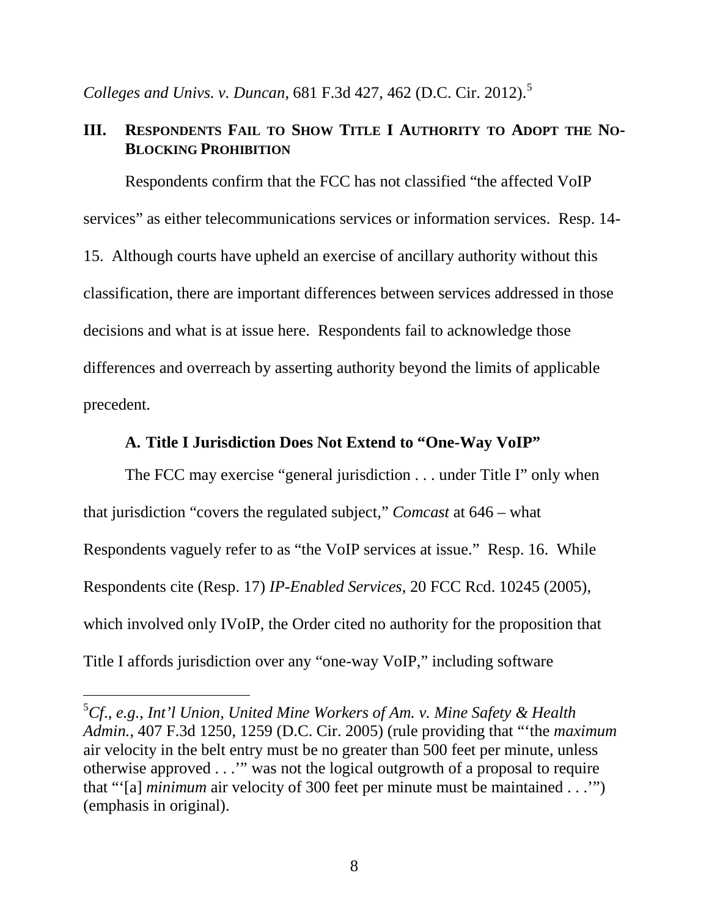*Colleges and Univs. v. Duncan*, 681 F.3d 427, 462 (D.C. Cir. 2012).[5]

## III. Respondents Fail to Show Title I Authority to Adopt the No-Blocking Prohibition

Respondents confirm that the FCC has not classified "the affected VoIP services" as either telecommunications services or information services. Resp. 14-15. Although courts have upheld an exercise of ancillary authority without this classification, there are important differences between services addressed in those decisions and what is at issue here. Respondents fail to acknowledge those differences and overreach by asserting authority beyond the limits of applicable precedent.

### A. Title I Jurisdiction Does Not Extend to "One-Way VoIP"

The FCC may exercise "general jurisdiction . . . under Title I" only when that jurisdiction "covers the regulated subject," *Comcast* at 646 – what Respondents vaguely refer to as "the VoIP services at issue." Resp. 16. While Respondents cite (Resp. 17) *IP-Enabled Services*, 20 FCC Rcd. 10245 (2005), which involved only IVoIP, the Order cited no authority for the proposition that Title I affords jurisdiction over any "one-way VoIP," including software

---

[5] *Cf., e.g., Int'l Union, United Mine Workers of Am. v. Mine Safety & Health Admin.*, 407 F.3d 1250, 1259 (D.C. Cir. 2005) (rule providing that "'the *maximum* air velocity in the belt entry must be no greater than 500 feet per minute, unless otherwise approved . . .'" was not the logical outgrowth of a proposal to require that "'[a] *minimum* air velocity of 300 feet per minute must be maintained . . .'") (emphasis in original).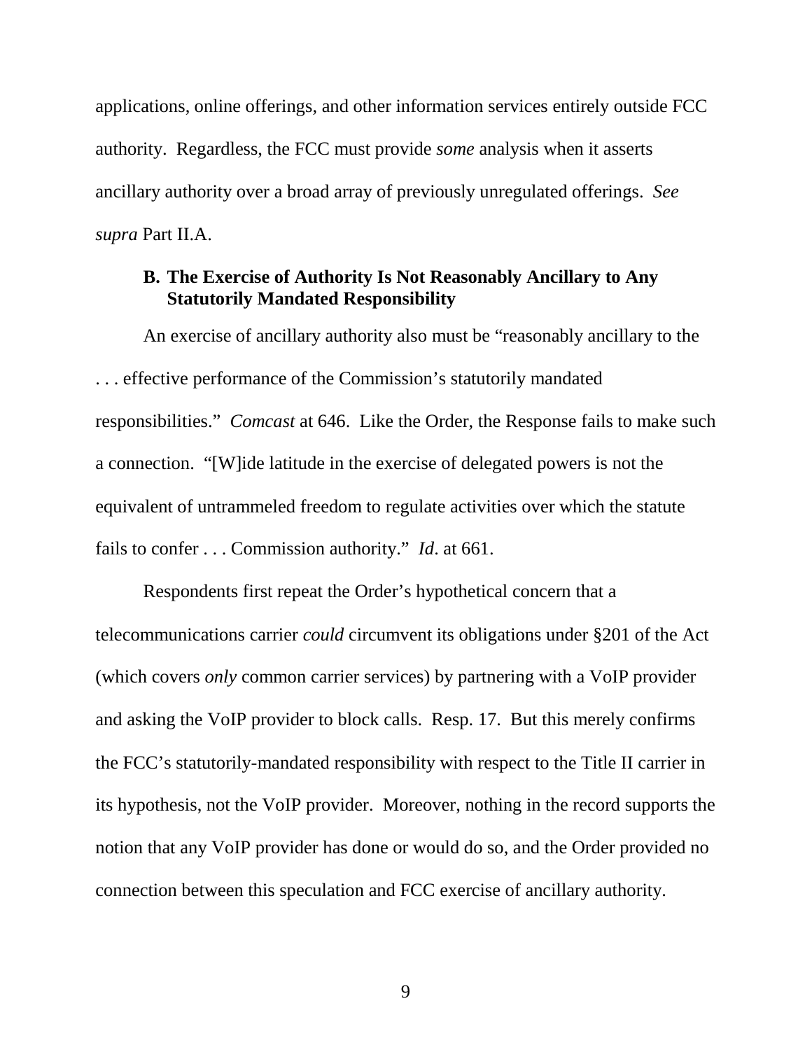applications, online offerings, and other information services entirely outside FCC authority. Regardless, the FCC must provide *some* analysis when it asserts ancillary authority over a broad array of previously unregulated offerings. *See supra* Part II.A.

### B. The Exercise of Authority Is Not Reasonably Ancillary to Any Statutorily Mandated Responsibility

An exercise of ancillary authority also must be "reasonably ancillary to the . . . effective performance of the Commission's statutorily mandated responsibilities." *Comcast* at 646. Like the Order, the Response fails to make such a connection. "[W]ide latitude in the exercise of delegated powers is not the equivalent of untrammeled freedom to regulate activities over which the statute fails to confer . . . Commission authority." *Id*. at 661.

Respondents first repeat the Order's hypothetical concern that a telecommunications carrier *could* circumvent its obligations under §201 of the Act (which covers *only* common carrier services) by partnering with a VoIP provider and asking the VoIP provider to block calls. Resp. 17. But this merely confirms the FCC's statutorily-mandated responsibility with respect to the Title II carrier in its hypothesis, not the VoIP provider. Moreover, nothing in the record supports the notion that any VoIP provider has done or would do so, and the Order provided no connection between this speculation and FCC exercise of ancillary authority.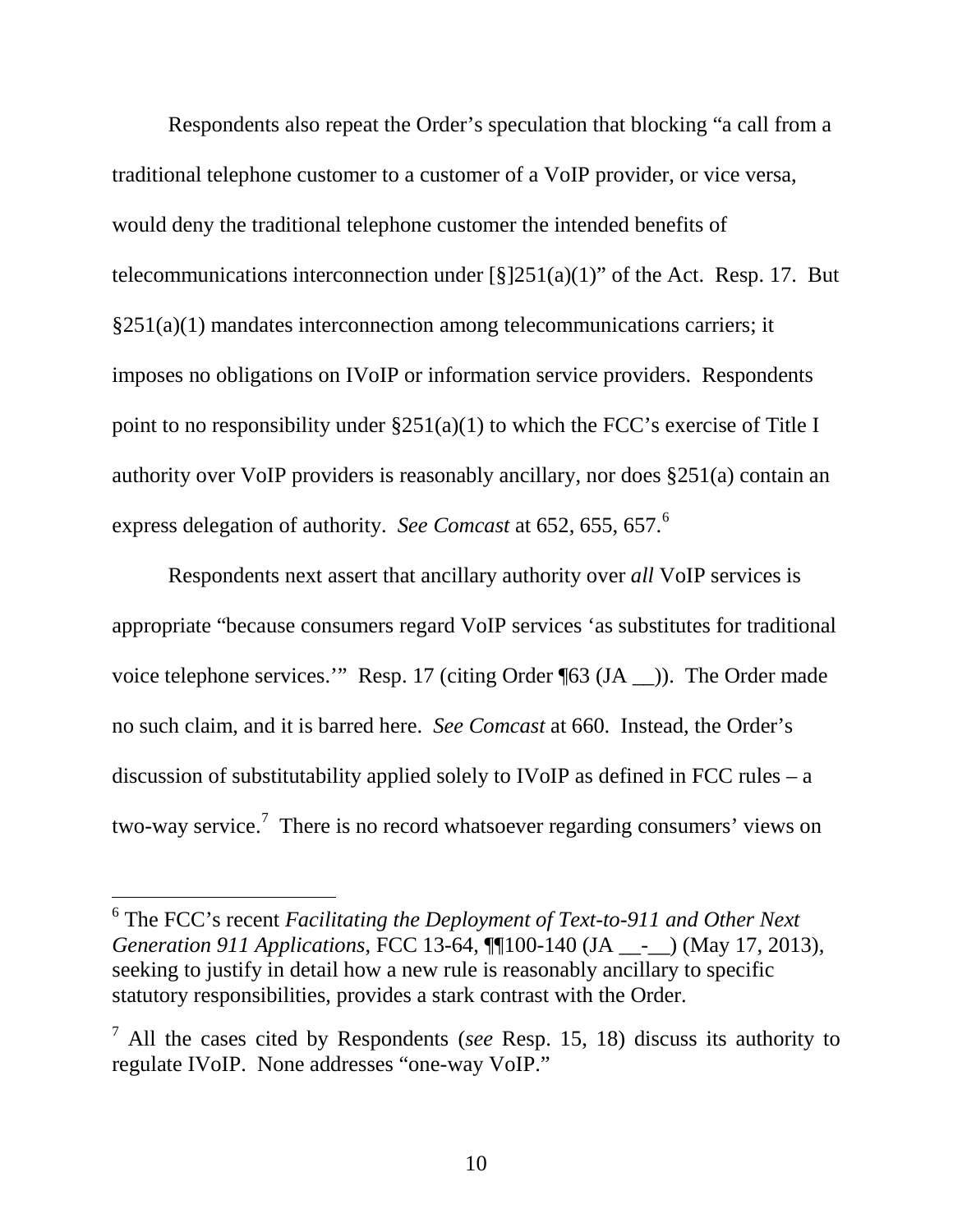Respondents also repeat the Order's speculation that blocking "a call from a traditional telephone customer to a customer of a VoIP provider, or vice versa, would deny the traditional telephone customer the intended benefits of telecommunications interconnection under [§]251(a)(1)" of the Act. Resp. 17. But §251(a)(1) mandates interconnection among telecommunications carriers; it imposes no obligations on IVoIP or information service providers. Respondents point to no responsibility under §251(a)(1) to which the FCC's exercise of Title I authority over VoIP providers is reasonably ancillary, nor does §251(a) contain an express delegation of authority. *See Comcast* at 652, 655, 657.[6]

Respondents next assert that ancillary authority over *all* VoIP services is appropriate "because consumers regard VoIP services 'as substitutes for traditional voice telephone services.'" Resp. 17 (citing Order ¶63 (JA __)). The Order made no such claim, and it is barred here. *See Comcast* at 660. Instead, the Order's discussion of substitutability applied solely to IVoIP as defined in FCC rules – a two-way service.[7] There is no record whatsoever regarding consumers' views on

---

[6] The FCC's recent *Facilitating the Deployment of Text-to-911 and Other Next Generation 911 Applications*, FCC 13-64, ¶¶100-140 (JA __-__) (May 17, 2013), seeking to justify in detail how a new rule is reasonably ancillary to specific statutory responsibilities, provides a stark contrast with the Order.

[7] All the cases cited by Respondents (*see* Resp. 15, 18) discuss its authority to regulate IVoIP. None addresses "one-way VoIP."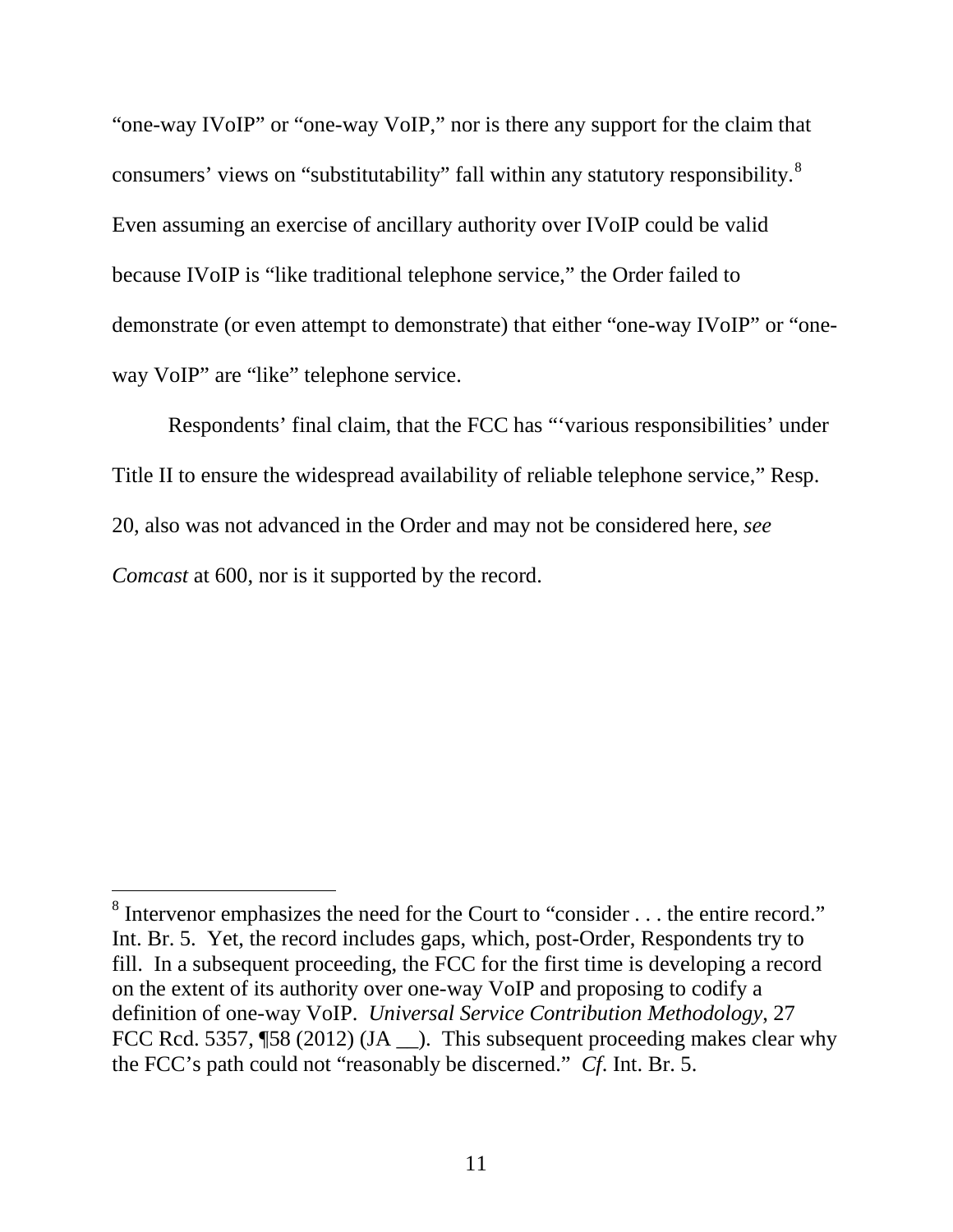"one-way IVoIP" or "one-way VoIP," nor is there any support for the claim that consumers' views on "substitutability" fall within any statutory responsibility.[8] Even assuming an exercise of ancillary authority over IVoIP could be valid because IVoIP is "like traditional telephone service," the Order failed to demonstrate (or even attempt to demonstrate) that either "one-way IVoIP" or "one-way VoIP" are "like" telephone service.

Respondents' final claim, that the FCC has "'various responsibilities' under Title II to ensure the widespread availability of reliable telephone service," Resp. 20, also was not advanced in the Order and may not be considered here, *see Comcast* at 600, nor is it supported by the record.

---

[8] Intervenor emphasizes the need for the Court to "consider . . . the entire record." Int. Br. 5. Yet, the record includes gaps, which, post-Order, Respondents try to fill. In a subsequent proceeding, the FCC for the first time is developing a record on the extent of its authority over one-way VoIP and proposing to codify a definition of one-way VoIP. *Universal Service Contribution Methodology*, 27 FCC Rcd. 5357, ¶58 (2012) (JA __). This subsequent proceeding makes clear why the FCC's path could not "reasonably be discerned." *Cf.* Int. Br. 5.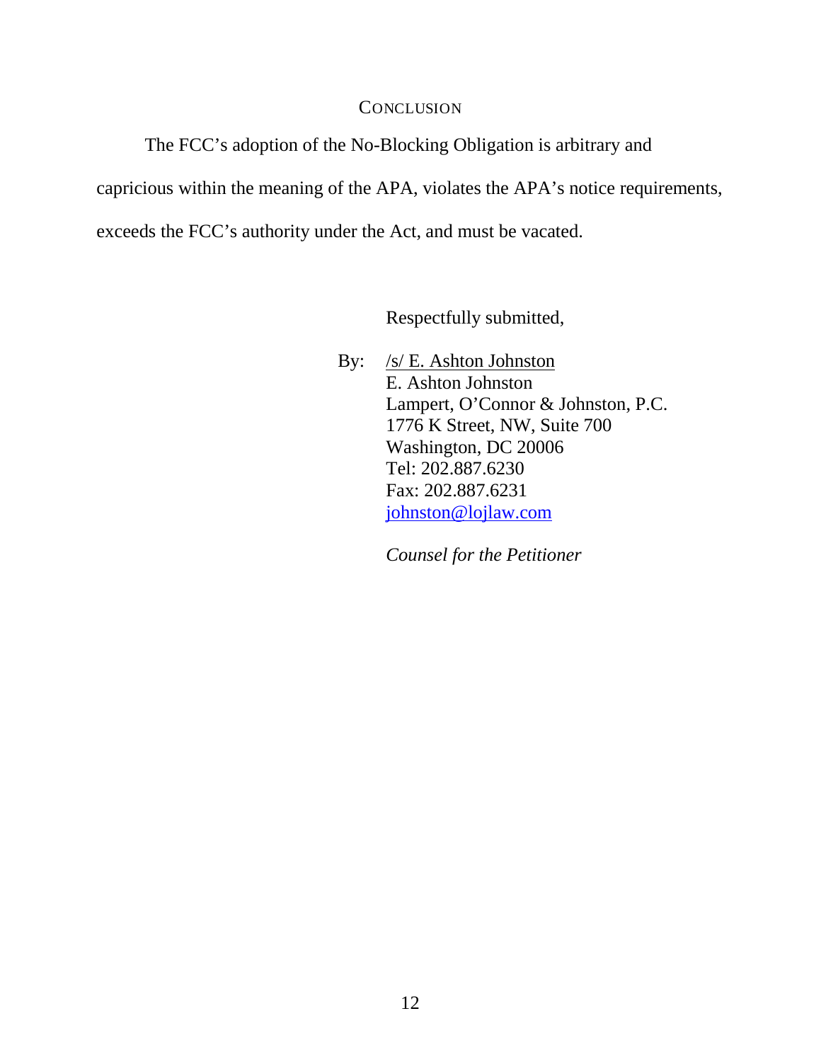## CONCLUSION

The FCC's adoption of the No-Blocking Obligation is arbitrary and capricious within the meaning of the APA, violates the APA's notice requirements, exceeds the FCC's authority under the Act, and must be vacated.

Respectfully submitted,

By: /s/ E. Ashton Johnston  
E. Ashton Johnston  
Lampert, O'Connor & Johnston, P.C.  
1776 K Street, NW, Suite 700  
Washington, DC 20006  
Tel: 202.887.6230  
Fax: 202.887.6231  
johnston@lojlaw.com

*Counsel for the Petitioner*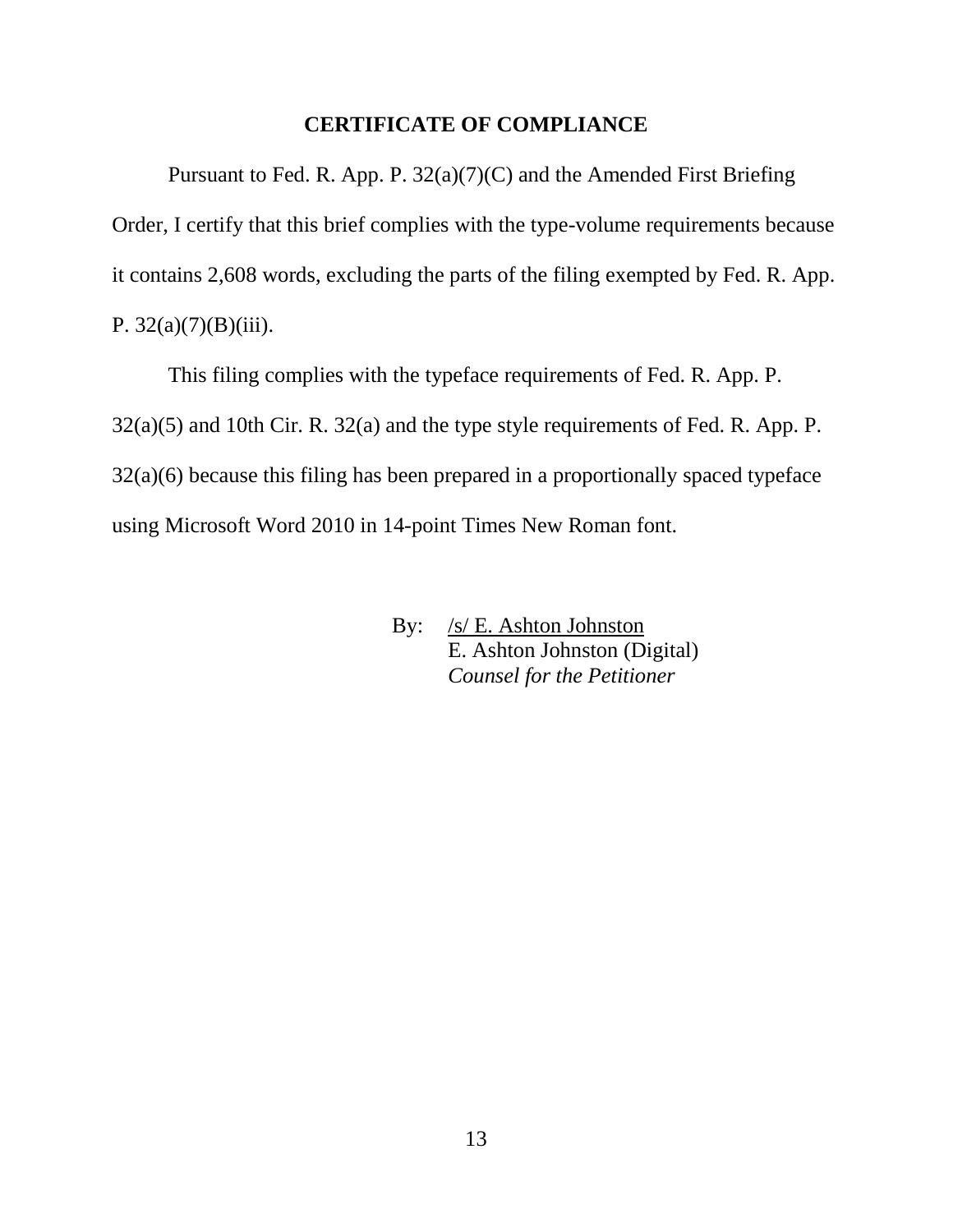## CERTIFICATE OF COMPLIANCE

Pursuant to Fed. R. App. P. 32(a)(7)(C) and the Amended First Briefing Order, I certify that this brief complies with the type-volume requirements because it contains 2,608 words, excluding the parts of the filing exempted by Fed. R. App. P. 32(a)(7)(B)(iii).

This filing complies with the typeface requirements of Fed. R. App. P. 32(a)(5) and 10th Cir. R. 32(a) and the type style requirements of Fed. R. App. P. 32(a)(6) because this filing has been prepared in a proportionally spaced typeface using Microsoft Word 2010 in 14-point Times New Roman font.

By: /s/ E. Ashton Johnston
E. Ashton Johnston (Digital)
*Counsel for the Petitioner*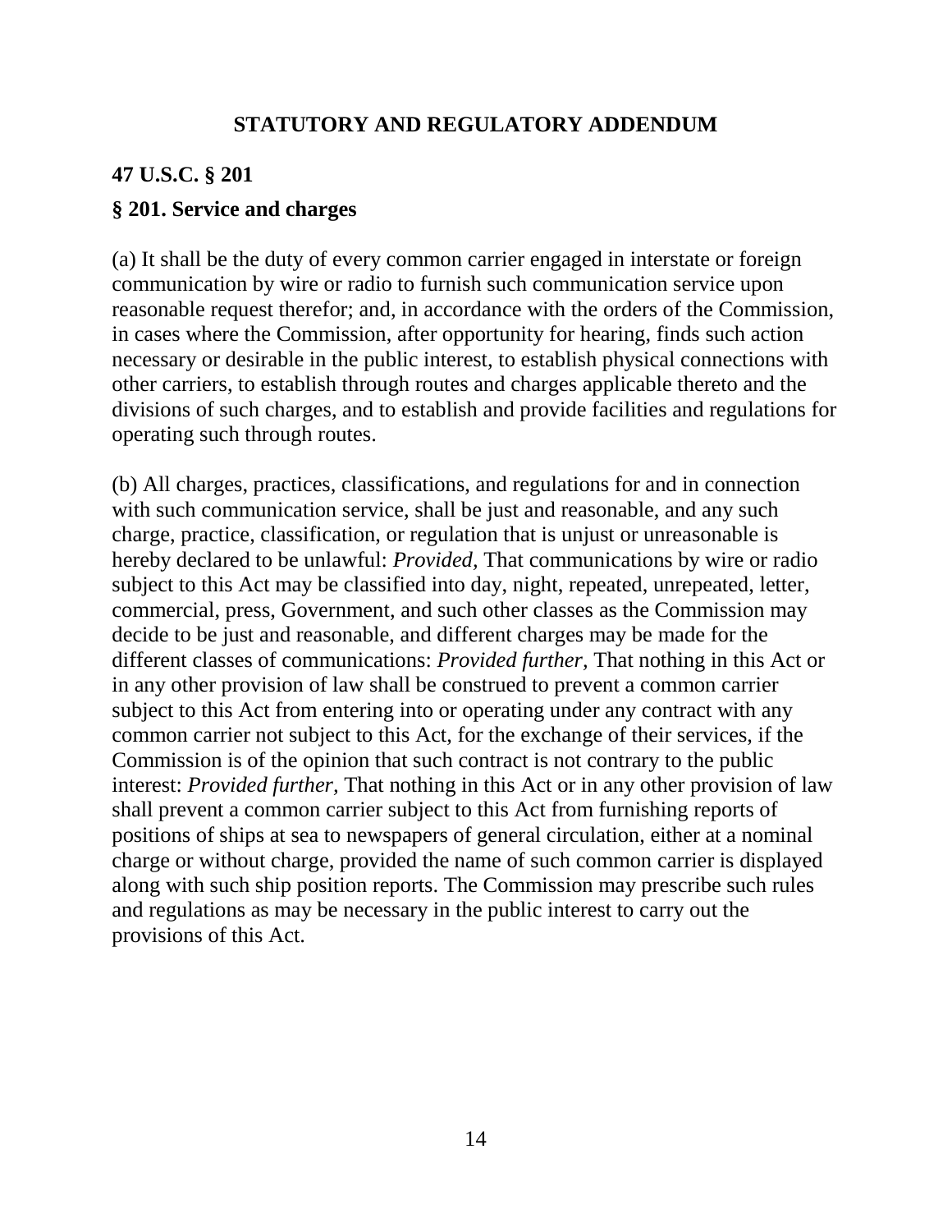## STATUTORY AND REGULATORY ADDENDUM

### 47 U.S.C. § 201

### § 201. Service and charges

(a) It shall be the duty of every common carrier engaged in interstate or foreign communication by wire or radio to furnish such communication service upon reasonable request therefor; and, in accordance with the orders of the Commission, in cases where the Commission, after opportunity for hearing, finds such action necessary or desirable in the public interest, to establish physical connections with other carriers, to establish through routes and charges applicable thereto and the divisions of such charges, and to establish and provide facilities and regulations for operating such through routes.

(b) All charges, practices, classifications, and regulations for and in connection with such communication service, shall be just and reasonable, and any such charge, practice, classification, or regulation that is unjust or unreasonable is hereby declared to be unlawful: *Provided,* That communications by wire or radio subject to this Act may be classified into day, night, repeated, unrepeated, letter, commercial, press, Government, and such other classes as the Commission may decide to be just and reasonable, and different charges may be made for the different classes of communications: *Provided further,* That nothing in this Act or in any other provision of law shall be construed to prevent a common carrier subject to this Act from entering into or operating under any contract with any common carrier not subject to this Act, for the exchange of their services, if the Commission is of the opinion that such contract is not contrary to the public interest: *Provided further,* That nothing in this Act or in any other provision of law shall prevent a common carrier subject to this Act from furnishing reports of positions of ships at sea to newspapers of general circulation, either at a nominal charge or without charge, provided the name of such common carrier is displayed along with such ship position reports. The Commission may prescribe such rules and regulations as may be necessary in the public interest to carry out the provisions of this Act.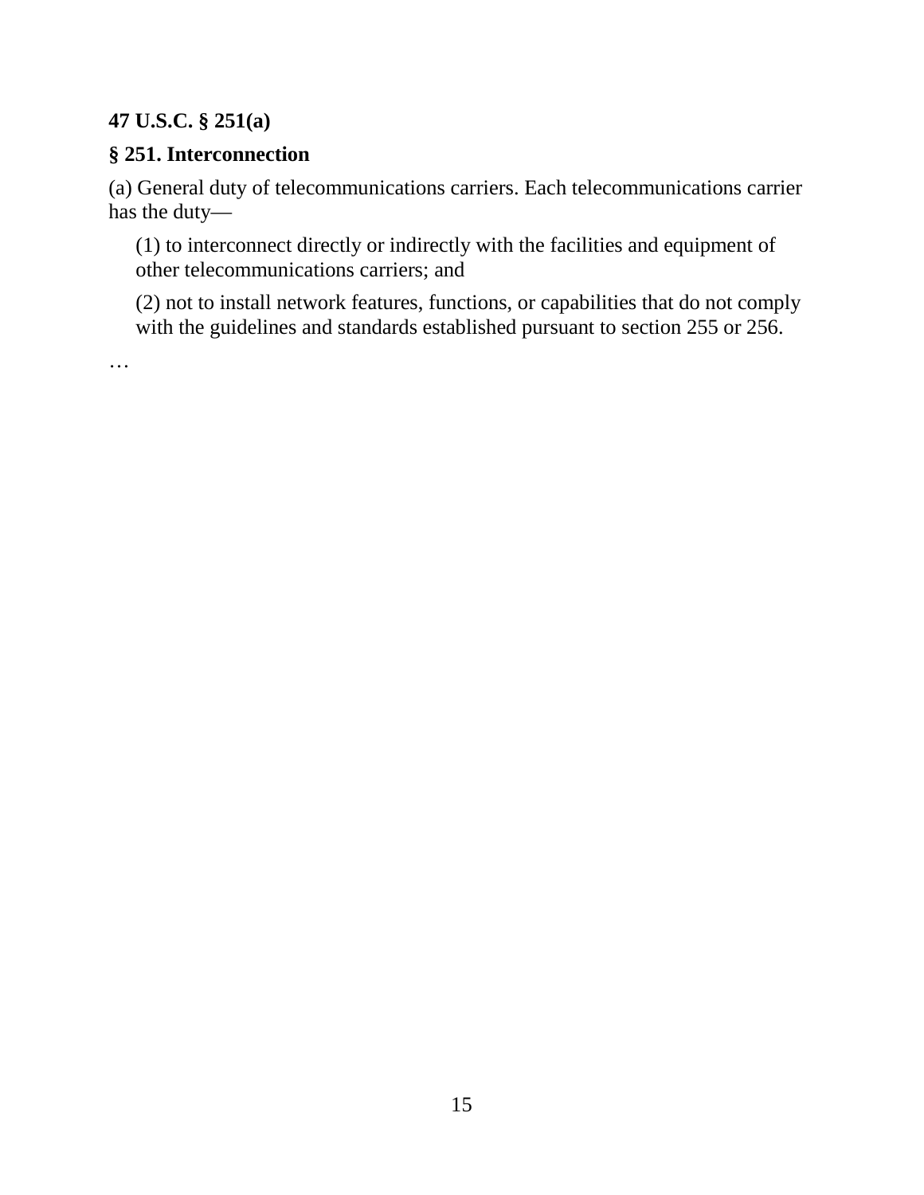**47 U.S.C. § 251(a)**

**§ 251. Interconnection**

(a) General duty of telecommunications carriers. Each telecommunications carrier has the duty—

(1) to interconnect directly or indirectly with the facilities and equipment of other telecommunications carriers; and

(2) not to install network features, functions, or capabilities that do not comply with the guidelines and standards established pursuant to section 255 or 256.

…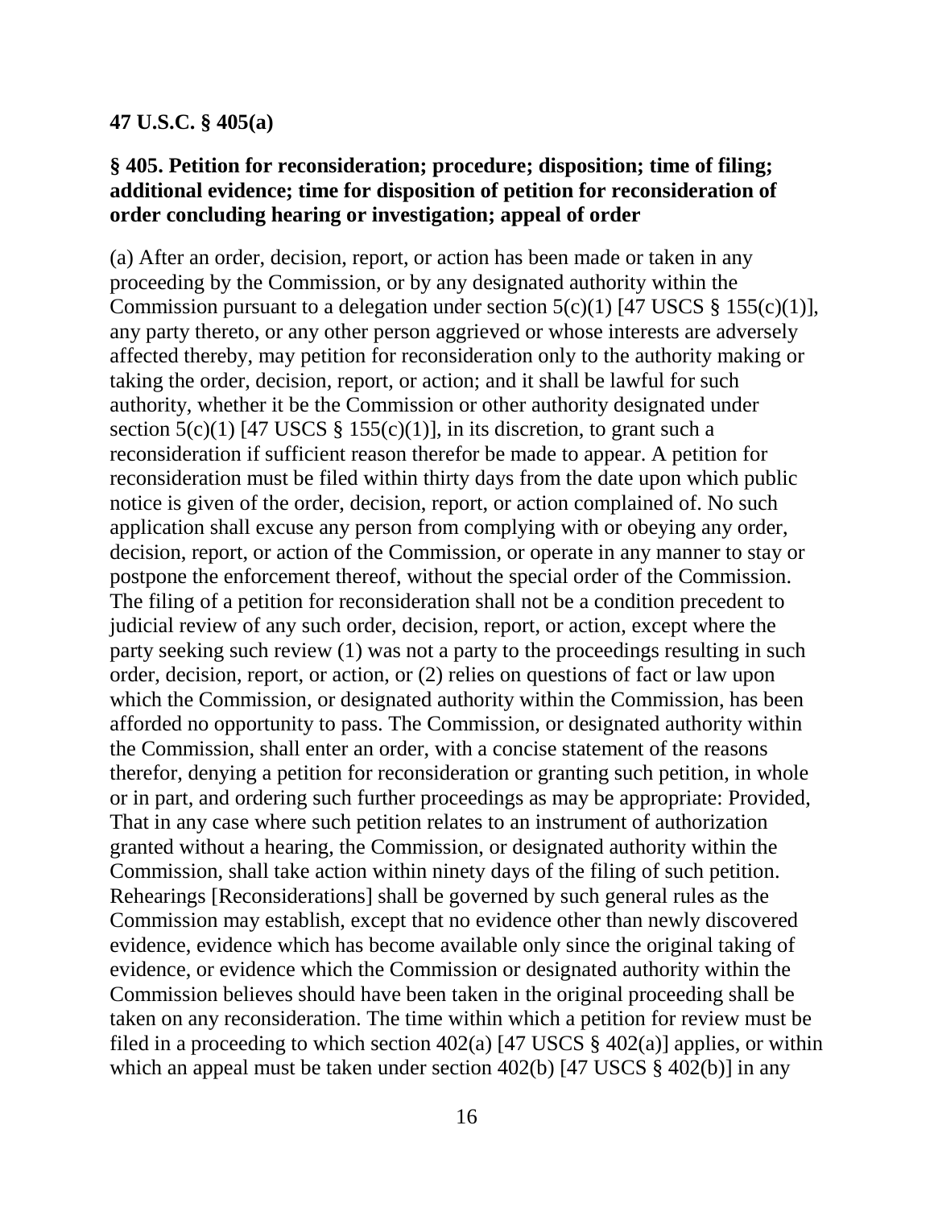**47 U.S.C. § 405(a)**

**§ 405. Petition for reconsideration; procedure; disposition; time of filing; additional evidence; time for disposition of petition for reconsideration of order concluding hearing or investigation; appeal of order**

(a) After an order, decision, report, or action has been made or taken in any proceeding by the Commission, or by any designated authority within the Commission pursuant to a delegation under section 5(c)(1) [47 USCS § 155(c)(1)], any party thereto, or any other person aggrieved or whose interests are adversely affected thereby, may petition for reconsideration only to the authority making or taking the order, decision, report, or action; and it shall be lawful for such authority, whether it be the Commission or other authority designated under section 5(c)(1) [47 USCS § 155(c)(1)], in its discretion, to grant such a reconsideration if sufficient reason therefor be made to appear. A petition for reconsideration must be filed within thirty days from the date upon which public notice is given of the order, decision, report, or action complained of. No such application shall excuse any person from complying with or obeying any order, decision, report, or action of the Commission, or operate in any manner to stay or postpone the enforcement thereof, without the special order of the Commission. The filing of a petition for reconsideration shall not be a condition precedent to judicial review of any such order, decision, report, or action, except where the party seeking such review (1) was not a party to the proceedings resulting in such order, decision, report, or action, or (2) relies on questions of fact or law upon which the Commission, or designated authority within the Commission, has been afforded no opportunity to pass. The Commission, or designated authority within the Commission, shall enter an order, with a concise statement of the reasons therefor, denying a petition for reconsideration or granting such petition, in whole or in part, and ordering such further proceedings as may be appropriate: Provided, That in any case where such petition relates to an instrument of authorization granted without a hearing, the Commission, or designated authority within the Commission, shall take action within ninety days of the filing of such petition. Rehearings [Reconsiderations] shall be governed by such general rules as the Commission may establish, except that no evidence other than newly discovered evidence, evidence which has become available only since the original taking of evidence, or evidence which the Commission or designated authority within the Commission believes should have been taken in the original proceeding shall be taken on any reconsideration. The time within which a petition for review must be filed in a proceeding to which section 402(a) [47 USCS § 402(a)] applies, or within which an appeal must be taken under section 402(b) [47 USCS § 402(b)] in any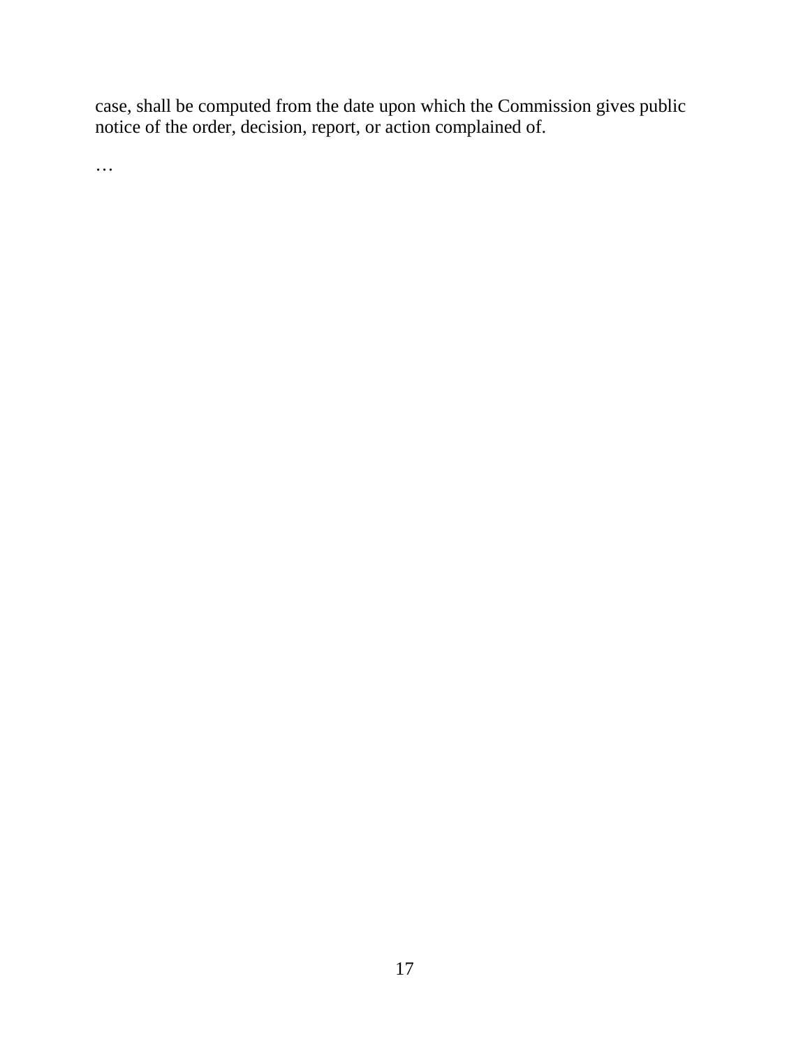case, shall be computed from the date upon which the Commission gives public notice of the order, decision, report, or action complained of.

…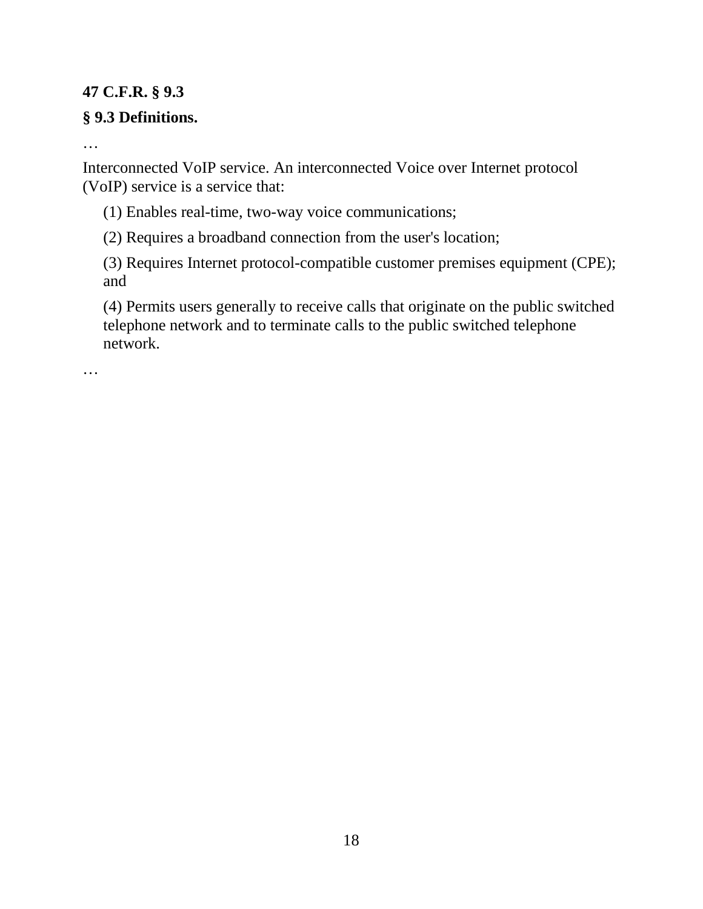**47 C.F.R. § 9.3**

**§ 9.3 Definitions.**

…

Interconnected VoIP service. An interconnected Voice over Internet protocol (VoIP) service is a service that:

(1) Enables real-time, two-way voice communications;

(2) Requires a broadband connection from the user's location;

(3) Requires Internet protocol-compatible customer premises equipment (CPE); and

(4) Permits users generally to receive calls that originate on the public switched telephone network and to terminate calls to the public switched telephone network.

…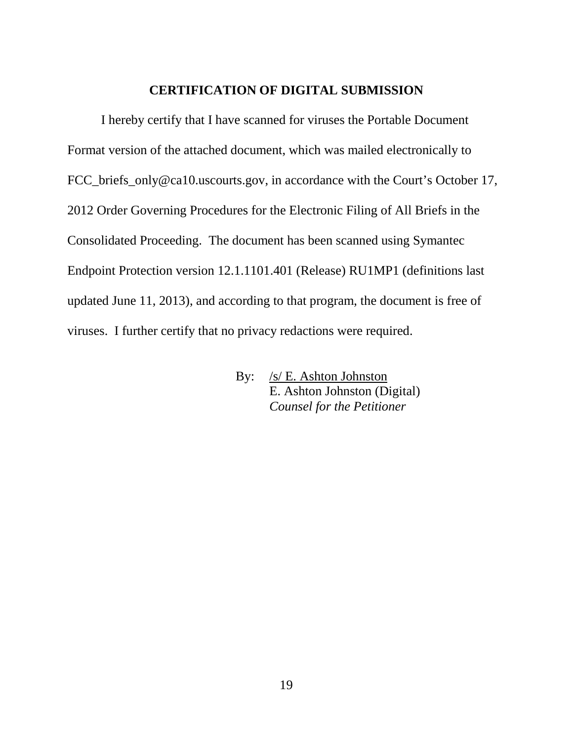## CERTIFICATION OF DIGITAL SUBMISSION

I hereby certify that I have scanned for viruses the Portable Document Format version of the attached document, which was mailed electronically to FCC_briefs_only@ca10.uscourts.gov, in accordance with the Court's October 17, 2012 Order Governing Procedures for the Electronic Filing of All Briefs in the Consolidated Proceeding. The document has been scanned using Symantec Endpoint Protection version 12.1.1101.401 (Release) RU1MP1 (definitions last updated June 11, 2013), and according to that program, the document is free of viruses. I further certify that no privacy redactions were required.

By: /s/ E. Ashton Johnston
E. Ashton Johnston (Digital)
*Counsel for the Petitioner*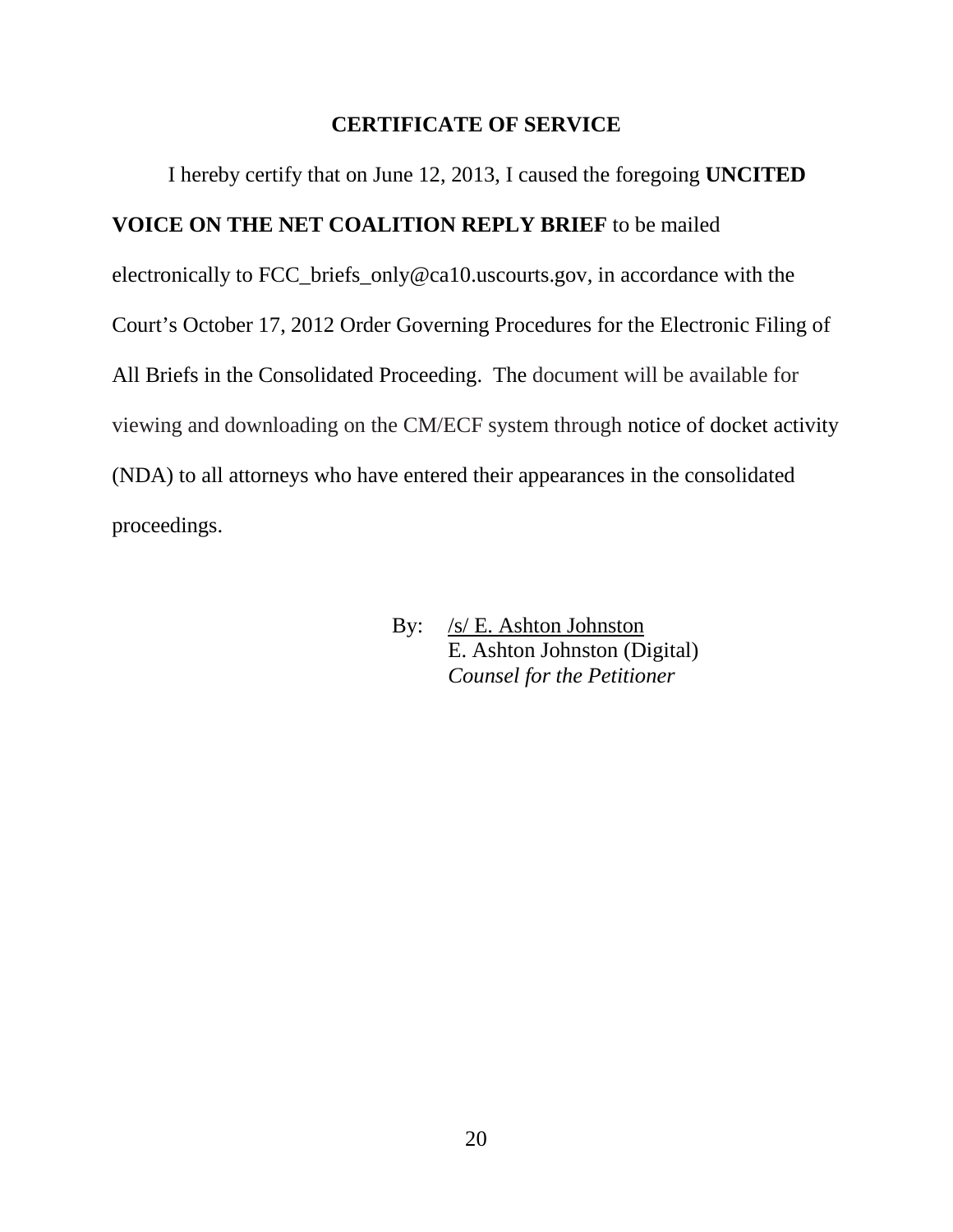## CERTIFICATE OF SERVICE

I hereby certify that on June 12, 2013, I caused the foregoing **UNCITED VOICE ON THE NET COALITION REPLY BRIEF** to be mailed electronically to FCC_briefs_only@ca10.uscourts.gov, in accordance with the Court's October 17, 2012 Order Governing Procedures for the Electronic Filing of All Briefs in the Consolidated Proceeding. The document will be available for viewing and downloading on the CM/ECF system through notice of docket activity (NDA) to all attorneys who have entered their appearances in the consolidated proceedings.

By: /s/ E. Ashton Johnston
E. Ashton Johnston (Digital)
*Counsel for the Petitioner*